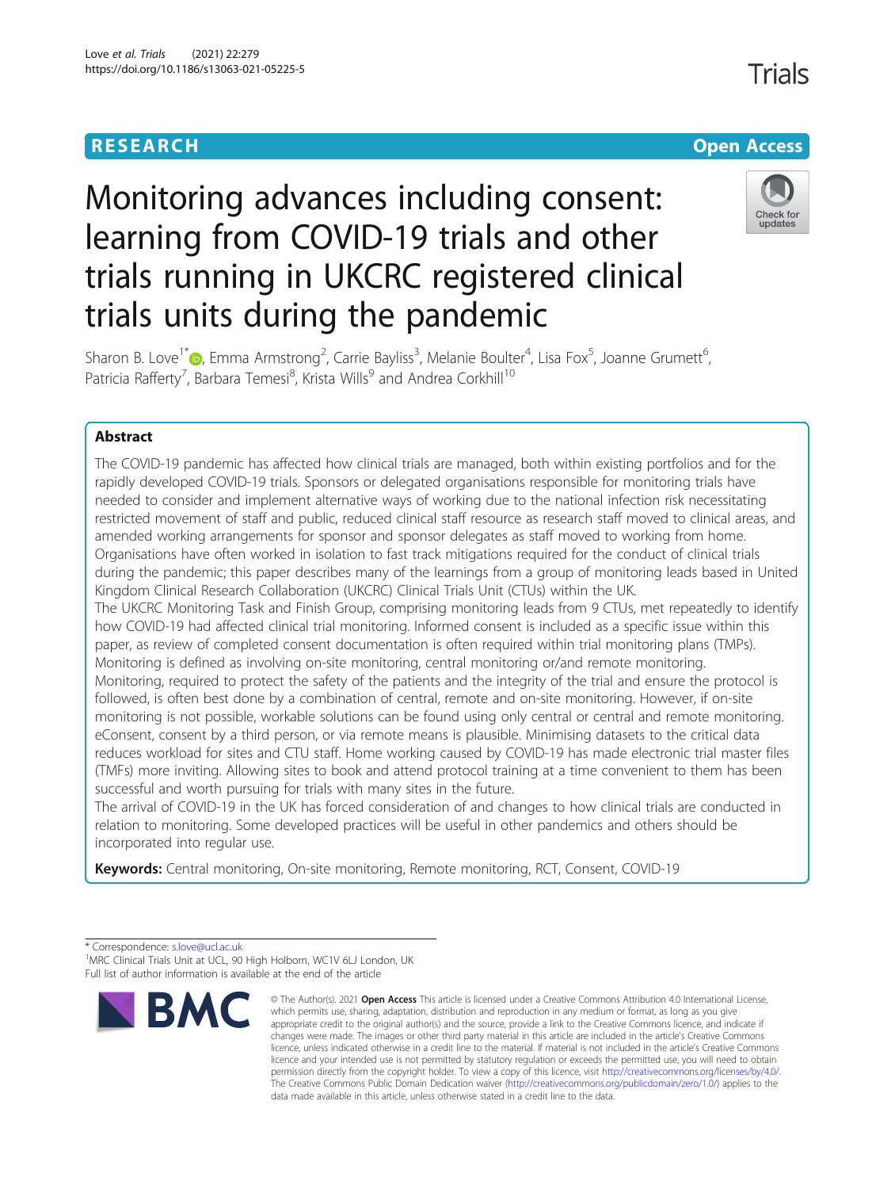RESEARCH

Open Access

# Monitoring advances including consent: learning from COVID-19 trials and other trials running in UKCRC registered clinical trials units during the pandemic

Sharon B. Love[1*], Emma Armstrong[2], Carrie Bayliss[3], Melanie Boulter[4], Lisa Fox[5], Joanne Grumett[6], Patricia Rafferty[7], Barbara Temesi[8], Krista Wills[9] and Andrea Corkhill[10]

## Abstract

The COVID-19 pandemic has affected how clinical trials are managed, both within existing portfolios and for the rapidly developed COVID-19 trials. Sponsors or delegated organisations responsible for monitoring trials have needed to consider and implement alternative ways of working due to the national infection risk necessitating restricted movement of staff and public, reduced clinical staff resource as research staff moved to clinical areas, and amended working arrangements for sponsor and sponsor delegates as staff moved to working from home. Organisations have often worked in isolation to fast track mitigations required for the conduct of clinical trials during the pandemic; this paper describes many of the learnings from a group of monitoring leads based in United Kingdom Clinical Research Collaboration (UKCRC) Clinical Trials Unit (CTUs) within the UK.

The UKCRC Monitoring Task and Finish Group, comprising monitoring leads from 9 CTUs, met repeatedly to identify how COVID-19 had affected clinical trial monitoring. Informed consent is included as a specific issue within this paper, as review of completed consent documentation is often required within trial monitoring plans (TMPs). Monitoring is defined as involving on-site monitoring, central monitoring or/and remote monitoring.

Monitoring, required to protect the safety of the patients and the integrity of the trial and ensure the protocol is followed, is often best done by a combination of central, remote and on-site monitoring. However, if on-site monitoring is not possible, workable solutions can be found using only central or central and remote monitoring. eConsent, consent by a third person, or via remote means is plausible. Minimising datasets to the critical data reduces workload for sites and CTU staff. Home working caused by COVID-19 has made electronic trial master files (TMFs) more inviting. Allowing sites to book and attend protocol training at a time convenient to them has been successful and worth pursuing for trials with many sites in the future.

The arrival of COVID-19 in the UK has forced consideration of and changes to how clinical trials are conducted in relation to monitoring. Some developed practices will be useful in other pandemics and others should be incorporated into regular use.

**Keywords:** Central monitoring, On-site monitoring, Remote monitoring, RCT, Consent, COVID-19

\* Correspondence: s.love@ucl.ac.uk
[1]MRC Clinical Trials Unit at UCL, 90 High Holborn, WC1V 6LJ London, UK
Full list of author information is available at the end of the article

© The Author(s). 2021 **Open Access** This article is licensed under a Creative Commons Attribution 4.0 International License, which permits use, sharing, adaptation, distribution and reproduction in any medium or format, as long as you give appropriate credit to the original author(s) and the source, provide a link to the Creative Commons licence, and indicate if changes were made. The images or other third party material in this article are included in the article's Creative Commons licence, unless indicated otherwise in a credit line to the material. If material is not included in the article's Creative Commons licence and your intended use is not permitted by statutory regulation or exceeds the permitted use, you will need to obtain permission directly from the copyright holder. To view a copy of this licence, visit http://creativecommons.org/licenses/by/4.0/. The Creative Commons Public Domain Dedication waiver (http://creativecommons.org/publicdomain/zero/1.0/) applies to the data made available in this article, unless otherwise stated in a credit line to the data.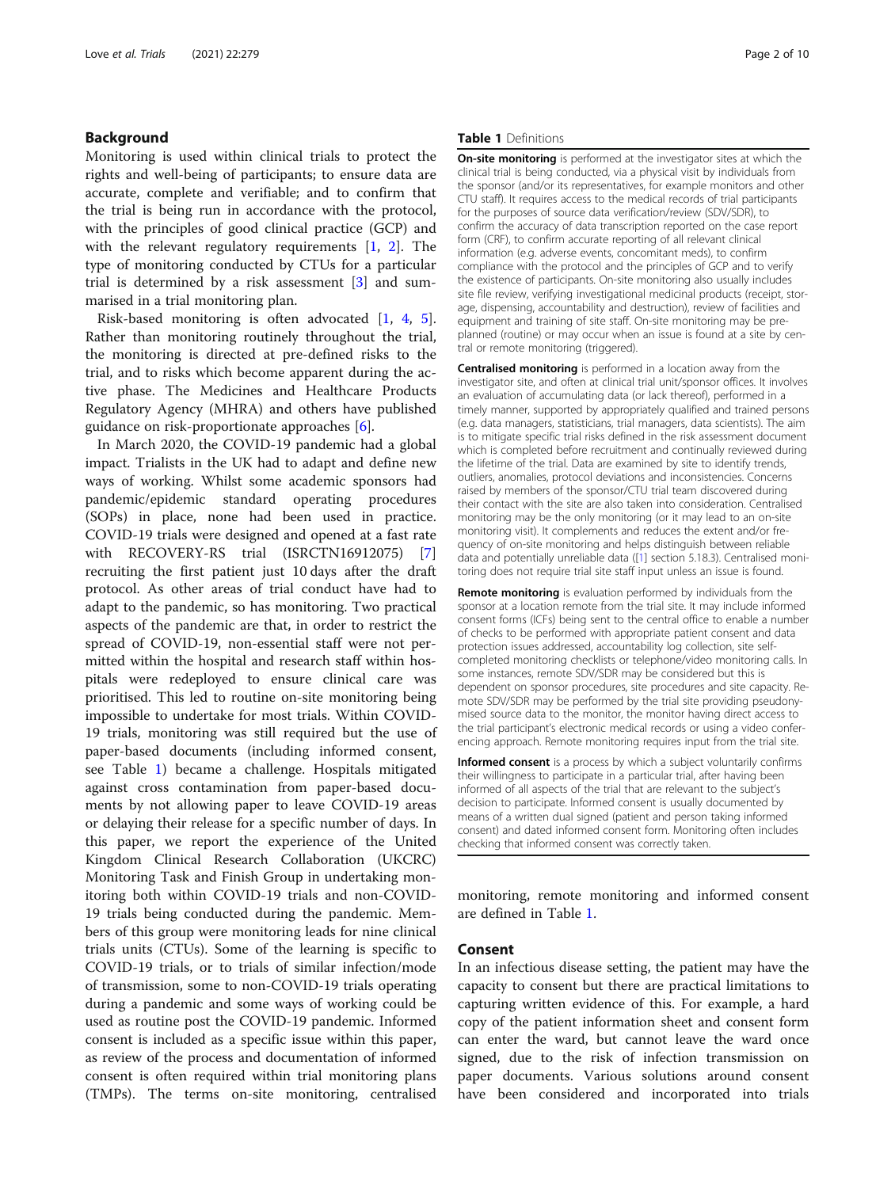## Background

Monitoring is used within clinical trials to protect the rights and well-being of participants; to ensure data are accurate, complete and verifiable; and to confirm that the trial is being run in accordance with the protocol, with the principles of good clinical practice (GCP) and with the relevant regulatory requirements [1, 2]. The type of monitoring conducted by CTUs for a particular trial is determined by a risk assessment [3] and summarised in a trial monitoring plan.

Risk-based monitoring is often advocated [1, 4, 5]. Rather than monitoring routinely throughout the trial, the monitoring is directed at pre-defined risks to the trial, and to risks which become apparent during the active phase. The Medicines and Healthcare Products Regulatory Agency (MHRA) and others have published guidance on risk-proportionate approaches [6].

In March 2020, the COVID-19 pandemic had a global impact. Trialists in the UK had to adapt and define new ways of working. Whilst some academic sponsors had pandemic/epidemic standard operating procedures (SOPs) in place, none had been used in practice. COVID-19 trials were designed and opened at a fast rate with RECOVERY-RS trial (ISRCTN16912075) [7] recruiting the first patient just 10 days after the draft protocol. As other areas of trial conduct have had to adapt to the pandemic, so has monitoring. Two practical aspects of the pandemic are that, in order to restrict the spread of COVID-19, non-essential staff were not permitted within the hospital and research staff within hospitals were redeployed to ensure clinical care was prioritised. This led to routine on-site monitoring being impossible to undertake for most trials. Within COVID-19 trials, monitoring was still required but the use of paper-based documents (including informed consent, see Table 1) became a challenge. Hospitals mitigated against cross contamination from paper-based documents by not allowing paper to leave COVID-19 areas or delaying their release for a specific number of days. In this paper, we report the experience of the United Kingdom Clinical Research Collaboration (UKCRC) Monitoring Task and Finish Group in undertaking monitoring both within COVID-19 trials and non-COVID-19 trials being conducted during the pandemic. Members of this group were monitoring leads for nine clinical trials units (CTUs). Some of the learning is specific to COVID-19 trials, or to trials of similar infection/mode of transmission, some to non-COVID-19 trials operating during a pandemic and some ways of working could be used as routine post the COVID-19 pandemic. Informed consent is included as a specific issue within this paper, as review of the process and documentation of informed consent is often required within trial monitoring plans (TMPs). The terms on-site monitoring, centralised monitoring, remote monitoring and informed consent are defined in Table 1.

**Table 1** Definitions

**On-site monitoring** is performed at the investigator sites at which the clinical trial is being conducted, via a physical visit by individuals from the sponsor (and/or its representatives, for example monitors and other CTU staff). It requires access to the medical records of trial participants for the purposes of source data verification/review (SDV/SDR), to confirm the accuracy of data transcription reported on the case report form (CRF), to confirm accurate reporting of all relevant clinical information (e.g. adverse events, concomitant meds), to confirm compliance with the protocol and the principles of GCP and to verify the existence of participants. On-site monitoring also usually includes site file review, verifying investigational medicinal products (receipt, storage, dispensing, accountability and destruction), review of facilities and equipment and training of site staff. On-site monitoring may be pre-planned (routine) or may occur when an issue is found at a site by central or remote monitoring (triggered).

**Centralised monitoring** is performed in a location away from the investigator site, and often at clinical trial unit/sponsor offices. It involves an evaluation of accumulating data (or lack thereof), performed in a timely manner, supported by appropriately qualified and trained persons (e.g. data managers, statisticians, trial managers, data scientists). The aim is to mitigate specific trial risks defined in the risk assessment document which is completed before recruitment and continually reviewed during the lifetime of the trial. Data are examined by site to identify trends, outliers, anomalies, protocol deviations and inconsistencies. Concerns raised by members of the sponsor/CTU trial team discovered during their contact with the site are also taken into consideration. Centralised monitoring may be the only monitoring (or it may lead to an on-site monitoring visit). It complements and reduces the extent and/or frequency of on-site monitoring and helps distinguish between reliable data and potentially unreliable data ([1] section 5.18.3). Centralised monitoring does not require trial site staff input unless an issue is found.

**Remote monitoring** is evaluation performed by individuals from the sponsor at a location remote from the trial site. It may include informed consent forms (ICFs) being sent to the central office to enable a number of checks to be performed with appropriate patient consent and data protection issues addressed, accountability log collection, site self-completed monitoring checklists or telephone/video monitoring calls. In some instances, remote SDV/SDR may be considered but this is dependent on sponsor procedures, site procedures and site capacity. Remote SDV/SDR may be performed by the trial site providing pseudonymised source data to the monitor, the monitor having direct access to the trial participant's electronic medical records or using a video conferencing approach. Remote monitoring requires input from the trial site.

**Informed consent** is a process by which a subject voluntarily confirms their willingness to participate in a particular trial, after having been informed of all aspects of the trial that are relevant to the subject's decision to participate. Informed consent is usually documented by means of a written dual signed (patient and person taking informed consent) and dated informed consent form. Monitoring often includes checking that informed consent was correctly taken.

## Consent

In an infectious disease setting, the patient may have the capacity to consent but there are practical limitations to capturing written evidence of this. For example, a hard copy of the patient information sheet and consent form can enter the ward, but cannot leave the ward once signed, due to the risk of infection transmission on paper documents. Various solutions around consent have been considered and incorporated into trials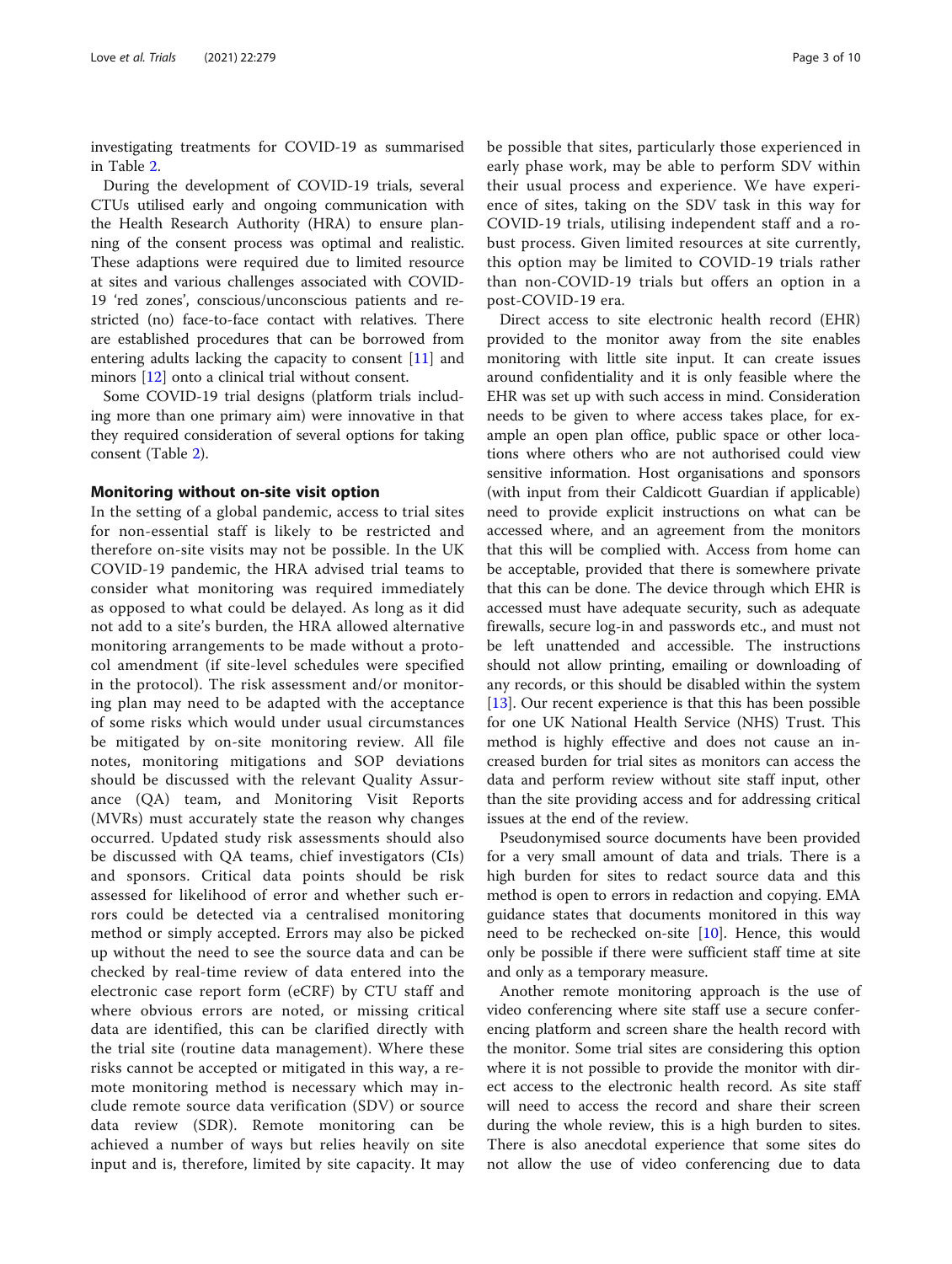investigating treatments for COVID-19 as summarised in Table 2.

During the development of COVID-19 trials, several CTUs utilised early and ongoing communication with the Health Research Authority (HRA) to ensure planning of the consent process was optimal and realistic. These adaptions were required due to limited resource at sites and various challenges associated with COVID-19 'red zones', conscious/unconscious patients and restricted (no) face-to-face contact with relatives. There are established procedures that can be borrowed from entering adults lacking the capacity to consent [11] and minors [12] onto a clinical trial without consent.

Some COVID-19 trial designs (platform trials including more than one primary aim) were innovative in that they required consideration of several options for taking consent (Table 2).

### Monitoring without on-site visit option

In the setting of a global pandemic, access to trial sites for non-essential staff is likely to be restricted and therefore on-site visits may not be possible. In the UK COVID-19 pandemic, the HRA advised trial teams to consider what monitoring was required immediately as opposed to what could be delayed. As long as it did not add to a site's burden, the HRA allowed alternative monitoring arrangements to be made without a protocol amendment (if site-level schedules were specified in the protocol). The risk assessment and/or monitoring plan may need to be adapted with the acceptance of some risks which would under usual circumstances be mitigated by on-site monitoring review. All file notes, monitoring mitigations and SOP deviations should be discussed with the relevant Quality Assurance (QA) team, and Monitoring Visit Reports (MVRs) must accurately state the reason why changes occurred. Updated study risk assessments should also be discussed with QA teams, chief investigators (CIs) and sponsors. Critical data points should be risk assessed for likelihood of error and whether such errors could be detected via a centralised monitoring method or simply accepted. Errors may also be picked up without the need to see the source data and can be checked by real-time review of data entered into the electronic case report form (eCRF) by CTU staff and where obvious errors are noted, or missing critical data are identified, this can be clarified directly with the trial site (routine data management). Where these risks cannot be accepted or mitigated in this way, a remote monitoring method is necessary which may include remote source data verification (SDV) or source data review (SDR). Remote monitoring can be achieved a number of ways but relies heavily on site input and is, therefore, limited by site capacity. It may be possible that sites, particularly those experienced in early phase work, may be able to perform SDV within their usual process and experience. We have experience of sites, taking on the SDV task in this way for COVID-19 trials, utilising independent staff and a robust process. Given limited resources at site currently, this option may be limited to COVID-19 trials rather than non-COVID-19 trials but offers an option in a post-COVID-19 era.

Direct access to site electronic health record (EHR) provided to the monitor away from the site enables monitoring with little site input. It can create issues around confidentiality and it is only feasible where the EHR was set up with such access in mind. Consideration needs to be given to where access takes place, for example an open plan office, public space or other locations where others who are not authorised could view sensitive information. Host organisations and sponsors (with input from their Caldicott Guardian if applicable) need to provide explicit instructions on what can be accessed where, and an agreement from the monitors that this will be complied with. Access from home can be acceptable, provided that there is somewhere private that this can be done. The device through which EHR is accessed must have adequate security, such as adequate firewalls, secure log-in and passwords etc., and must not be left unattended and accessible. The instructions should not allow printing, emailing or downloading of any records, or this should be disabled within the system [13]. Our recent experience is that this has been possible for one UK National Health Service (NHS) Trust. This method is highly effective and does not cause an increased burden for trial sites as monitors can access the data and perform review without site staff input, other than the site providing access and for addressing critical issues at the end of the review.

Pseudonymised source documents have been provided for a very small amount of data and trials. There is a high burden for sites to redact source data and this method is open to errors in redaction and copying. EMA guidance states that documents monitored in this way need to be rechecked on-site [10]. Hence, this would only be possible if there were sufficient staff time at site and only as a temporary measure.

Another remote monitoring approach is the use of video conferencing where site staff use a secure conferencing platform and screen share the health record with the monitor. Some trial sites are considering this option where it is not possible to provide the monitor with direct access to the electronic health record. As site staff will need to access the record and share their screen during the whole review, this is a high burden to sites. There is also anecdotal experience that some sites do not allow the use of video conferencing due to data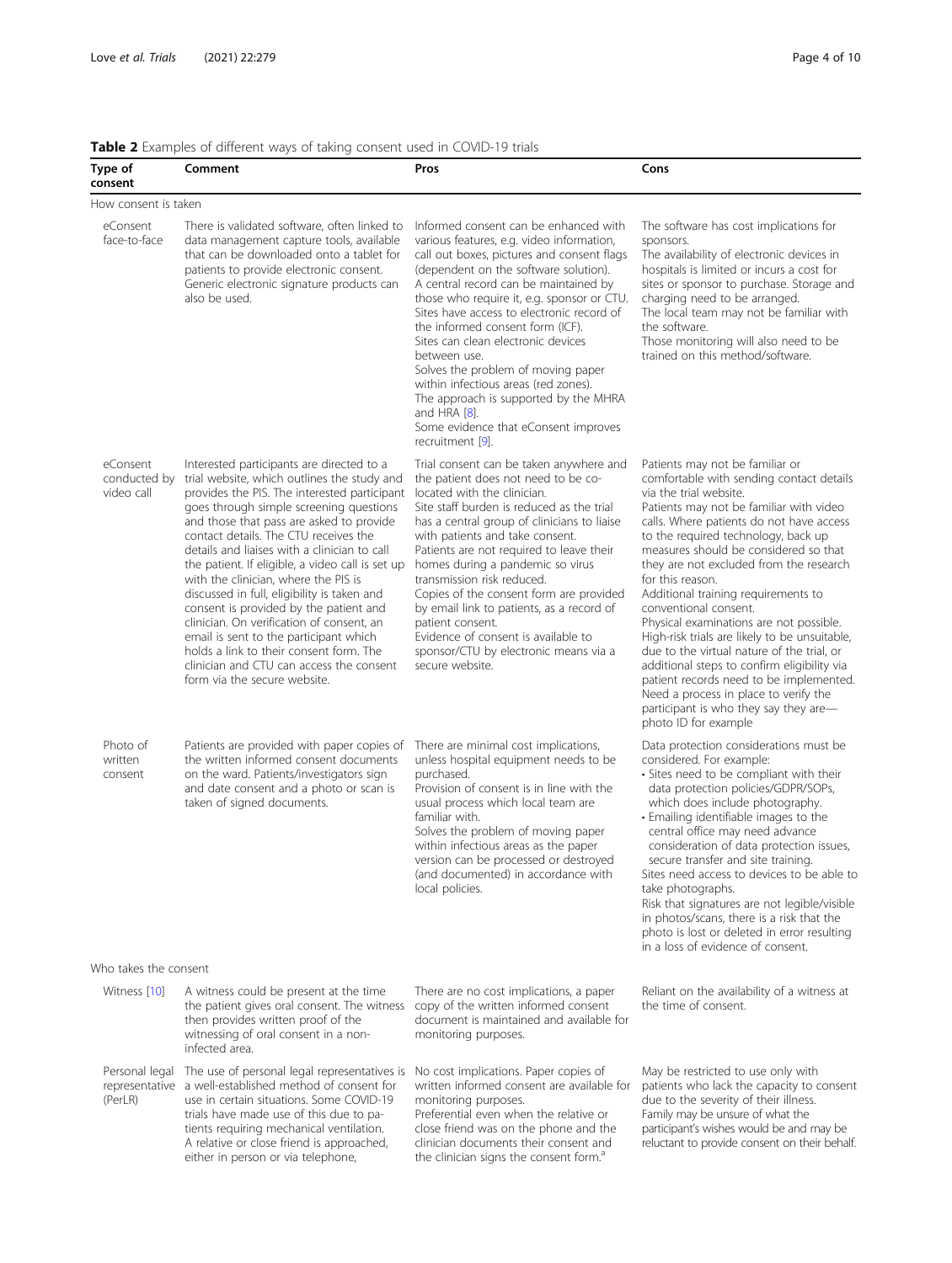**Table 2** Examples of different ways of taking consent used in COVID-19 trials

| Type of consent | Comment | Pros | Cons |
|---|---|---|---|
| How consent is taken | | | |
| eConsent face-to-face | There is validated software, often linked to data management capture tools, available that can be downloaded onto a tablet for patients to provide electronic consent. Generic electronic signature products can also be used. | Informed consent can be enhanced with various features, e.g. video information, call out boxes, pictures and consent flags (dependent on the software solution). A central record can be maintained by those who require it, e.g. sponsor or CTU. Sites have access to electronic record of the informed consent form (ICF). Sites can clean electronic devices between use. Solves the problem of moving paper within infectious areas (red zones). The approach is supported by the MHRA and HRA [8]. Some evidence that eConsent improves recruitment [9]. | The software has cost implications for sponsors. The availability of electronic devices in hospitals is limited or incurs a cost for sites or sponsor to purchase. Storage and charging need to be arranged. The local team may not be familiar with the software. Those monitoring will also need to be trained on this method/software. |
| eConsent conducted by video call | Interested participants are directed to a trial website, which outlines the study and provides the PIS. The interested participant goes through simple screening questions and those that pass are asked to provide contact details. The CTU receives the details and liaises with a clinician to call the patient. If eligible, a video call is set up with the clinician, where the PIS is discussed in full, eligibility is taken and consent is provided by the patient and clinician. On verification of consent, an email is sent to the participant which holds a link to their consent form. The clinician and CTU can access the consent form via the secure website. | Trial consent can be taken anywhere and the patient does not need to be co-located with the clinician. Site staff burden is reduced as the trial has a central group of clinicians to liaise with patients and take consent. Patients are not required to leave their homes during a pandemic so virus transmission risk reduced. Copies of the consent form are provided by email link to patients, as a record of patient consent. Evidence of consent is available to sponsor/CTU by electronic means via a secure website. | Patients may not be familiar or comfortable with sending contact details via the trial website. Patients may not be familiar with video calls. Where patients do not have access to the required technology, back up measures should be considered so that they are not excluded from the research for this reason. Additional training requirements to conventional consent. Physical examinations are not possible. High-risk trials are likely to be unsuitable, due to the virtual nature of the trial, or additional steps to confirm eligibility via patient records need to be implemented. Need a process in place to verify the participant is who they say they are—photo ID for example |
| Photo of written consent | Patients are provided with paper copies of the written informed consent documents on the ward. Patients/investigators sign and date consent and a photo or scan is taken of signed documents. | There are minimal cost implications, unless hospital equipment needs to be purchased. Provision of consent is in line with the usual process which local team are familiar with. Solves the problem of moving paper within infectious areas as the paper version can be processed or destroyed (and documented) in accordance with local policies. | Data protection considerations must be considered. For example: • Sites need to be compliant with their data protection policies/GDPR/SOPs, which does include photography. • Emailing identifiable images to the central office may need advance consideration of data protection issues, secure transfer and site training. Sites need access to devices to be able to take photographs. Risk that signatures are not legible/visible in photos/scans, there is a risk that the photo is lost or deleted in error resulting in a loss of evidence of consent. |
| Who takes the consent | | | |
| Witness [10] | A witness could be present at the time the patient gives oral consent. The witness then provides written proof of the witnessing of oral consent in a non-infected area. | There are no cost implications, a paper copy of the written informed consent document is maintained and available for monitoring purposes. | Reliant on the availability of a witness at the time of consent. |
| Personal legal representative (PerLR) | The use of personal legal representatives is a well-established method of consent for use in certain situations. Some COVID-19 trials have made use of this due to patients requiring mechanical ventilation. A relative or close friend is approached, either in person or via telephone, | No cost implications. Paper copies of written informed consent are available for monitoring purposes. Preferential even when the relative or close friend was on the phone and the clinician documents their consent and the clinician signs the consent form.[a] | May be restricted to use only with patients who lack the capacity to consent due to the severity of their illness. Family may be unsure of what the participant's wishes would be and may be reluctant to provide consent on their behalf. |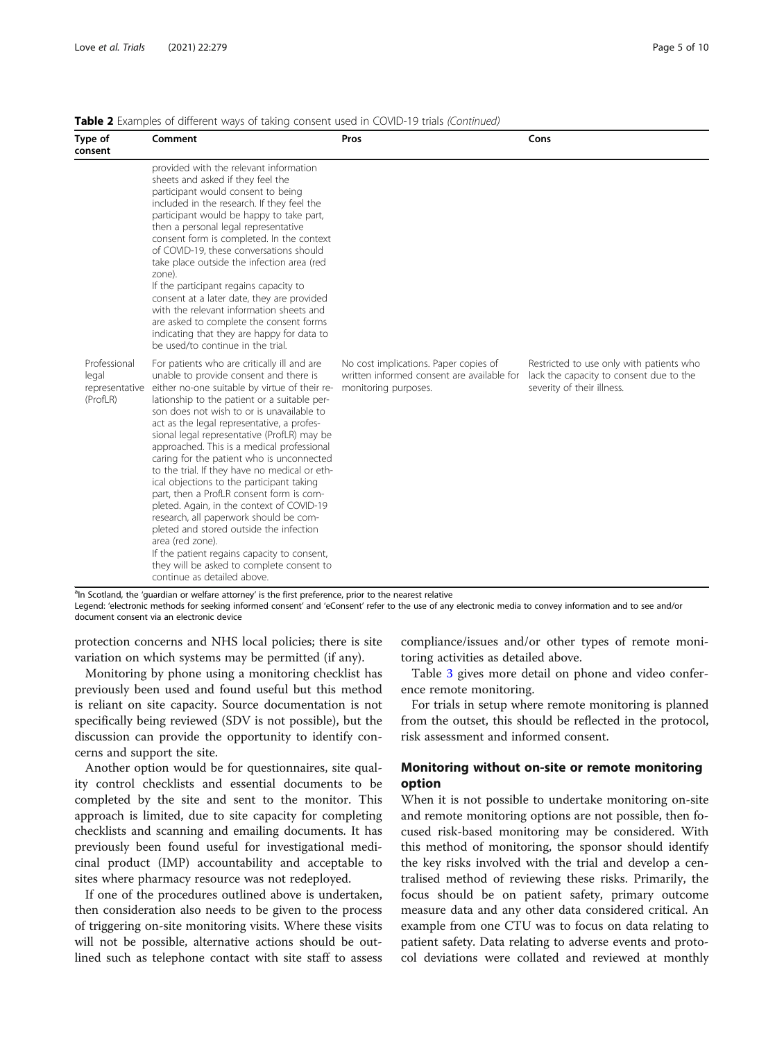**Table 2** Examples of different ways of taking consent used in COVID-19 trials *(Continued)*

| Type of consent | Comment | Pros | Cons |
| --- | --- | --- | --- |
| | provided with the relevant information sheets and asked if they feel the participant would consent to being included in the research. If they feel the participant would be happy to take part, then a personal legal representative consent form is completed. In the context of COVID-19, these conversations should take place outside the infection area (red zone). If the participant regains capacity to consent at a later date, they are provided with the relevant information sheets and are asked to complete the consent forms indicating that they are happy for data to be used/to continue in the trial. | | |
| Professional legal representative (ProfLR) | For patients who are critically ill and are unable to provide consent and there is either no-one suitable by virtue of their relationship to the patient or a suitable person does not wish to or is unavailable to act as the legal representative, a professional legal representative (ProfLR) may be approached. This is a medical professional caring for the patient who is unconnected to the trial. If they have no medical or ethical objections to the participant taking part, then a ProfLR consent form is completed. Again, in the context of COVID-19 research, all paperwork should be completed and stored outside the infection area (red zone). If the patient regains capacity to consent, they will be asked to complete consent to continue as detailed above. | No cost implications. Paper copies of written informed consent are available for monitoring purposes. | Restricted to use only with patients who lack the capacity to consent due to the severity of their illness. |

[a]In Scotland, the 'guardian or welfare attorney' is the first preference, prior to the nearest relative

Legend: 'electronic methods for seeking informed consent' and 'eConsent' refer to the use of any electronic media to convey information and to see and/or document consent via an electronic device

protection concerns and NHS local policies; there is site variation on which systems may be permitted (if any).

Monitoring by phone using a monitoring checklist has previously been used and found useful but this method is reliant on site capacity. Source documentation is not specifically being reviewed (SDV is not possible), but the discussion can provide the opportunity to identify concerns and support the site.

Another option would be for questionnaires, site quality control checklists and essential documents to be completed by the site and sent to the monitor. This approach is limited, due to site capacity for completing checklists and scanning and emailing documents. It has previously been found useful for investigational medicinal product (IMP) accountability and acceptable to sites where pharmacy resource was not redeployed.

If one of the procedures outlined above is undertaken, then consideration also needs to be given to the process of triggering on-site monitoring visits. Where these visits will not be possible, alternative actions should be outlined such as telephone contact with site staff to assess compliance/issues and/or other types of remote monitoring activities as detailed above.

Table 3 gives more detail on phone and video conference remote monitoring.

For trials in setup where remote monitoring is planned from the outset, this should be reflected in the protocol, risk assessment and informed consent.

## Monitoring without on-site or remote monitoring option

When it is not possible to undertake monitoring on-site and remote monitoring options are not possible, then focused risk-based monitoring may be considered. With this method of monitoring, the sponsor should identify the key risks involved with the trial and develop a centralised method of reviewing these risks. Primarily, the focus should be on patient safety, primary outcome measure data and any other data considered critical. An example from one CTU was to focus on data relating to patient safety. Data relating to adverse events and protocol deviations were collated and reviewed at monthly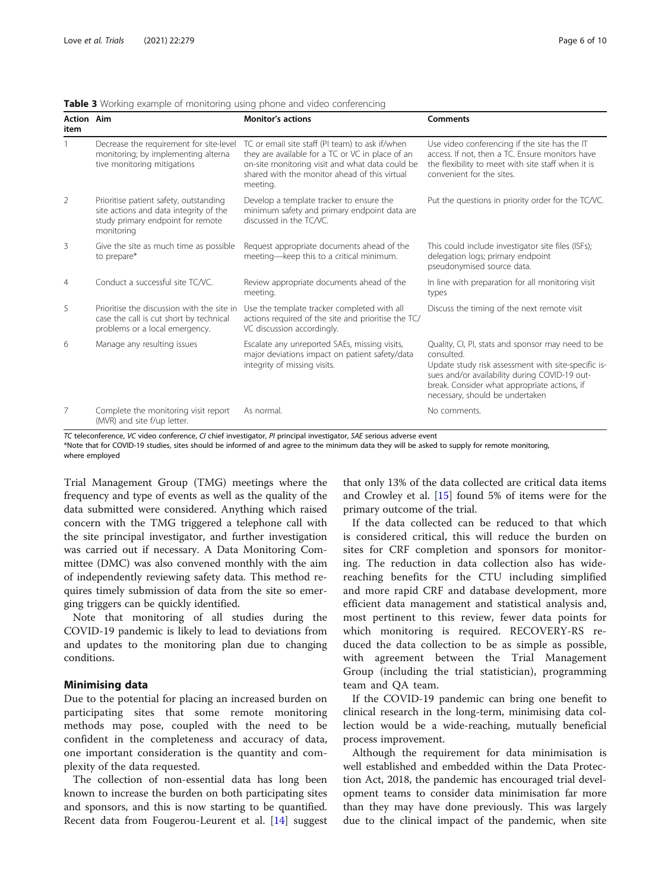**Table 3** Working example of monitoring using phone and video conferencing

| Action item | Aim | Monitor's actions | Comments |
| --- | --- | --- | --- |
| 1 | Decrease the requirement for site-level monitoring; by implementing alternative monitoring mitigations | TC or email site staff (PI team) to ask if/when they are available for a TC or VC in place of an on-site monitoring visit and what data could be shared with the monitor ahead of this virtual meeting. | Use video conferencing if the site has the IT access. If not, then a TC. Ensure monitors have the flexibility to meet with site staff when it is convenient for the sites. |
| 2 | Prioritise patient safety, outstanding site actions and data integrity of the study primary endpoint for remote monitoring | Develop a template tracker to ensure the minimum safety and primary endpoint data are discussed in the TC/VC. | Put the questions in priority order for the TC/VC. |
| 3 | Give the site as much time as possible to prepare* | Request appropriate documents ahead of the meeting—keep this to a critical minimum. | This could include investigator site files (ISFs); delegation logs; primary endpoint pseudonymised source data. |
| 4 | Conduct a successful site TC/VC. | Review appropriate documents ahead of the meeting. | In line with preparation for all monitoring visit types |
| 5 | Prioritise the discussion with the site in case the call is cut short by technical problems or a local emergency. | Use the template tracker completed with all actions required of the site and prioritise the TC/VC discussion accordingly. | Discuss the timing of the next remote visit |
| 6 | Manage any resulting issues | Escalate any unreported SAEs, missing visits, major deviations impact on patient safety/data integrity of missing visits. | Quality, CI, PI, stats and sponsor may need to be consulted.<br>Update study risk assessment with site-specific issues and/or availability during COVID-19 outbreak. Consider what appropriate actions, if necessary, should be undertaken |
| 7 | Complete the monitoring visit report (MVR) and site f/up letter. | As normal. | No comments. |

*TC* teleconference, *VC* video conference, *CI* chief investigator, *PI* principal investigator, *SAE* serious adverse event

*Note that for COVID-19 studies, sites should be informed of and agree to the minimum data they will be asked to supply for remote monitoring, where employed

Trial Management Group (TMG) meetings where the frequency and type of events as well as the quality of the data submitted were considered. Anything which raised concern with the TMG triggered a telephone call with the site principal investigator, and further investigation was carried out if necessary. A Data Monitoring Committee (DMC) was also convened monthly with the aim of independently reviewing safety data. This method requires timely submission of data from the site so emerging triggers can be quickly identified.

Note that monitoring of all studies during the COVID-19 pandemic is likely to lead to deviations from and updates to the monitoring plan due to changing conditions.

## Minimising data

Due to the potential for placing an increased burden on participating sites that some remote monitoring methods may pose, coupled with the need to be confident in the completeness and accuracy of data, one important consideration is the quantity and complexity of the data requested.

The collection of non-essential data has long been known to increase the burden on both participating sites and sponsors, and this is now starting to be quantified. Recent data from Fougerou-Leurent et al. [14] suggest that only 13% of the data collected are critical data items and Crowley et al. [15] found 5% of items were for the primary outcome of the trial.

If the data collected can be reduced to that which is considered critical, this will reduce the burden on sites for CRF completion and sponsors for monitoring. The reduction in data collection also has wide-reaching benefits for the CTU including simplified and more rapid CRF and database development, more efficient data management and statistical analysis and, most pertinent to this review, fewer data points for which monitoring is required. RECOVERY-RS reduced the data collection to be as simple as possible, with agreement between the Trial Management Group (including the trial statistician), programming team and QA team.

If the COVID-19 pandemic can bring one benefit to clinical research in the long-term, minimising data collection would be a wide-reaching, mutually beneficial process improvement.

Although the requirement for data minimisation is well established and embedded within the Data Protection Act, 2018, the pandemic has encouraged trial development teams to consider data minimisation far more than they may have done previously. This was largely due to the clinical impact of the pandemic, when site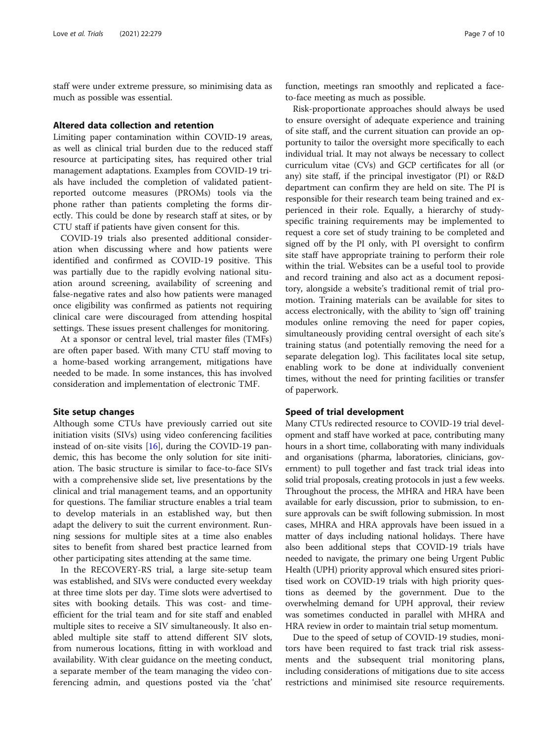staff were under extreme pressure, so minimising data as much as possible was essential.

## Altered data collection and retention

Limiting paper contamination within COVID-19 areas, as well as clinical trial burden due to the reduced staff resource at participating sites, has required other trial management adaptations. Examples from COVID-19 trials have included the completion of validated patient-reported outcome measures (PROMs) tools via the phone rather than patients completing the forms directly. This could be done by research staff at sites, or by CTU staff if patients have given consent for this.

COVID-19 trials also presented additional consideration when discussing where and how patients were identified and confirmed as COVID-19 positive. This was partially due to the rapidly evolving national situation around screening, availability of screening and false-negative rates and also how patients were managed once eligibility was confirmed as patients not requiring clinical care were discouraged from attending hospital settings. These issues present challenges for monitoring.

At a sponsor or central level, trial master files (TMFs) are often paper based. With many CTU staff moving to a home-based working arrangement, mitigations have needed to be made. In some instances, this has involved consideration and implementation of electronic TMF.

## Site setup changes

Although some CTUs have previously carried out site initiation visits (SIVs) using video conferencing facilities instead of on-site visits [16], during the COVID-19 pandemic, this has become the only solution for site initiation. The basic structure is similar to face-to-face SIVs with a comprehensive slide set, live presentations by the clinical and trial management teams, and an opportunity for questions. The familiar structure enables a trial team to develop materials in an established way, but then adapt the delivery to suit the current environment. Running sessions for multiple sites at a time also enables sites to benefit from shared best practice learned from other participating sites attending at the same time.

In the RECOVERY-RS trial, a large site-setup team was established, and SIVs were conducted every weekday at three time slots per day. Time slots were advertised to sites with booking details. This was cost- and time-efficient for the trial team and for site staff and enabled multiple sites to receive a SIV simultaneously. It also enabled multiple site staff to attend different SIV slots, from numerous locations, fitting in with workload and availability. With clear guidance on the meeting conduct, a separate member of the team managing the video conferencing admin, and questions posted via the 'chat' function, meetings ran smoothly and replicated a face-to-face meeting as much as possible.

Risk-proportionate approaches should always be used to ensure oversight of adequate experience and training of site staff, and the current situation can provide an opportunity to tailor the oversight more specifically to each individual trial. It may not always be necessary to collect curriculum vitae (CVs) and GCP certificates for all (or any) site staff, if the principal investigator (PI) or R&D department can confirm they are held on site. The PI is responsible for their research team being trained and experienced in their role. Equally, a hierarchy of study-specific training requirements may be implemented to request a core set of study training to be completed and signed off by the PI only, with PI oversight to confirm site staff have appropriate training to perform their role within the trial. Websites can be a useful tool to provide and record training and also act as a document repository, alongside a website's traditional remit of trial promotion. Training materials can be available for sites to access electronically, with the ability to 'sign off' training modules online removing the need for paper copies, simultaneously providing central oversight of each site's training status (and potentially removing the need for a separate delegation log). This facilitates local site setup, enabling work to be done at individually convenient times, without the need for printing facilities or transfer of paperwork.

## Speed of trial development

Many CTUs redirected resource to COVID-19 trial development and staff have worked at pace, contributing many hours in a short time, collaborating with many individuals and organisations (pharma, laboratories, clinicians, government) to pull together and fast track trial ideas into solid trial proposals, creating protocols in just a few weeks. Throughout the process, the MHRA and HRA have been available for early discussion, prior to submission, to ensure approvals can be swift following submission. In most cases, MHRA and HRA approvals have been issued in a matter of days including national holidays. There have also been additional steps that COVID-19 trials have needed to navigate, the primary one being Urgent Public Health (UPH) priority approval which ensured sites prioritised work on COVID-19 trials with high priority questions as deemed by the government. Due to the overwhelming demand for UPH approval, their review was sometimes conducted in parallel with MHRA and HRA review in order to maintain trial setup momentum.

Due to the speed of setup of COVID-19 studies, monitors have been required to fast track trial risk assessments and the subsequent trial monitoring plans, including considerations of mitigations due to site access restrictions and minimised site resource requirements.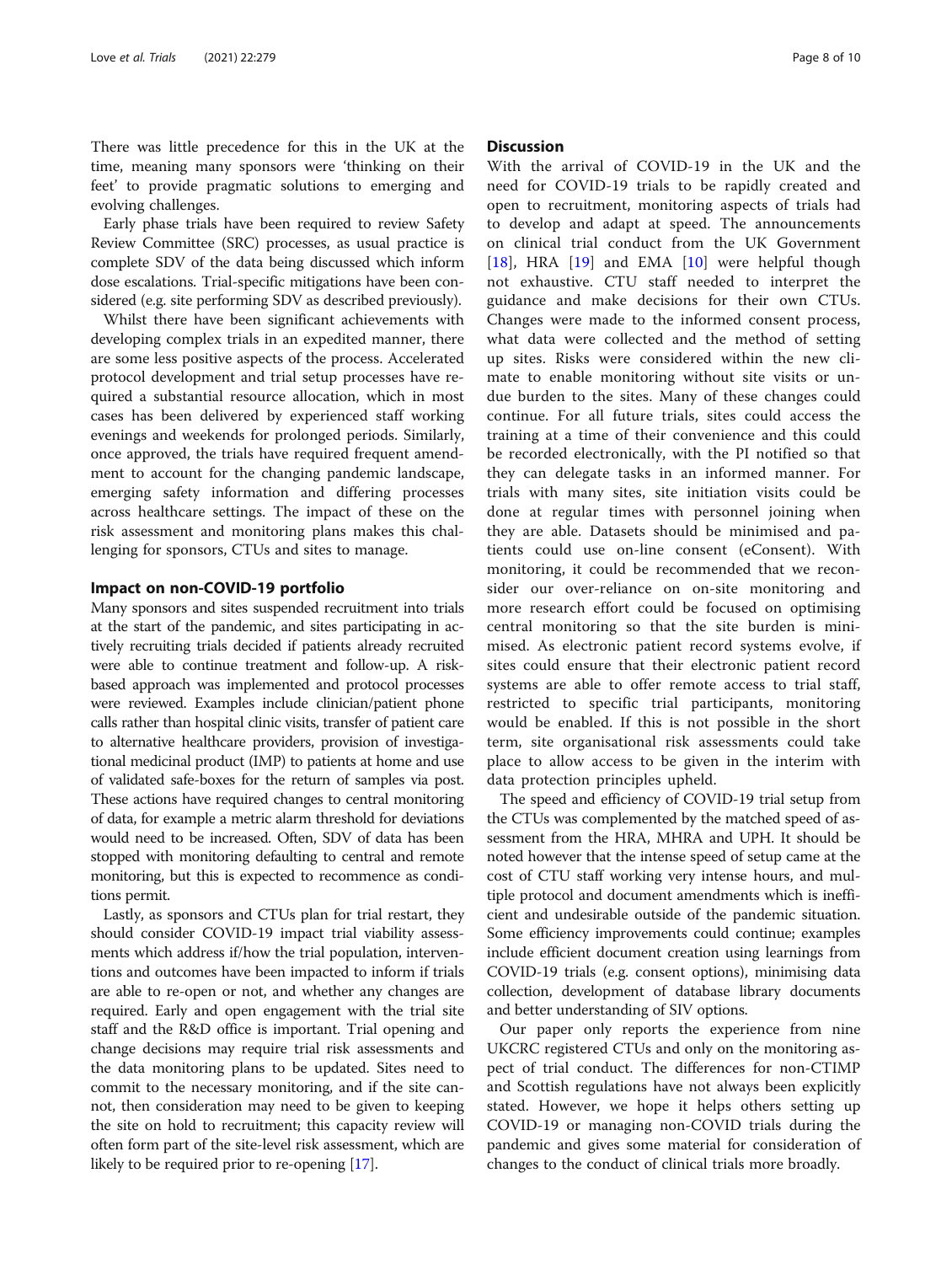There was little precedence for this in the UK at the time, meaning many sponsors were 'thinking on their feet' to provide pragmatic solutions to emerging and evolving challenges.

Early phase trials have been required to review Safety Review Committee (SRC) processes, as usual practice is complete SDV of the data being discussed which inform dose escalations. Trial-specific mitigations have been considered (e.g. site performing SDV as described previously).

Whilst there have been significant achievements with developing complex trials in an expedited manner, there are some less positive aspects of the process. Accelerated protocol development and trial setup processes have required a substantial resource allocation, which in most cases has been delivered by experienced staff working evenings and weekends for prolonged periods. Similarly, once approved, the trials have required frequent amendment to account for the changing pandemic landscape, emerging safety information and differing processes across healthcare settings. The impact of these on the risk assessment and monitoring plans makes this challenging for sponsors, CTUs and sites to manage.

### Impact on non-COVID-19 portfolio

Many sponsors and sites suspended recruitment into trials at the start of the pandemic, and sites participating in actively recruiting trials decided if patients already recruited were able to continue treatment and follow-up. A risk-based approach was implemented and protocol processes were reviewed. Examples include clinician/patient phone calls rather than hospital clinic visits, transfer of patient care to alternative healthcare providers, provision of investigational medicinal product (IMP) to patients at home and use of validated safe-boxes for the return of samples via post. These actions have required changes to central monitoring of data, for example a metric alarm threshold for deviations would need to be increased. Often, SDV of data has been stopped with monitoring defaulting to central and remote monitoring, but this is expected to recommence as conditions permit.

Lastly, as sponsors and CTUs plan for trial restart, they should consider COVID-19 impact trial viability assessments which address if/how the trial population, interventions and outcomes have been impacted to inform if trials are able to re-open or not, and whether any changes are required. Early and open engagement with the trial site staff and the R&D office is important. Trial opening and change decisions may require trial risk assessments and the data monitoring plans to be updated. Sites need to commit to the necessary monitoring, and if the site cannot, then consideration may need to be given to keeping the site on hold to recruitment; this capacity review will often form part of the site-level risk assessment, which are likely to be required prior to re-opening [17].

## Discussion

With the arrival of COVID-19 in the UK and the need for COVID-19 trials to be rapidly created and open to recruitment, monitoring aspects of trials had to develop and adapt at speed. The announcements on clinical trial conduct from the UK Government [18], HRA [19] and EMA [10] were helpful though not exhaustive. CTU staff needed to interpret the guidance and make decisions for their own CTUs. Changes were made to the informed consent process, what data were collected and the method of setting up sites. Risks were considered within the new climate to enable monitoring without site visits or undue burden to the sites. Many of these changes could continue. For all future trials, sites could access the training at a time of their convenience and this could be recorded electronically, with the PI notified so that they can delegate tasks in an informed manner. For trials with many sites, site initiation visits could be done at regular times with personnel joining when they are able. Datasets should be minimised and patients could use on-line consent (eConsent). With monitoring, it could be recommended that we reconsider our over-reliance on on-site monitoring and more research effort could be focused on optimising central monitoring so that the site burden is minimised. As electronic patient record systems evolve, if sites could ensure that their electronic patient record systems are able to offer remote access to trial staff, restricted to specific trial participants, monitoring would be enabled. If this is not possible in the short term, site organisational risk assessments could take place to allow access to be given in the interim with data protection principles upheld.

The speed and efficiency of COVID-19 trial setup from the CTUs was complemented by the matched speed of assessment from the HRA, MHRA and UPH. It should be noted however that the intense speed of setup came at the cost of CTU staff working very intense hours, and multiple protocol and document amendments which is inefficient and undesirable outside of the pandemic situation. Some efficiency improvements could continue; examples include efficient document creation using learnings from COVID-19 trials (e.g. consent options), minimising data collection, development of database library documents and better understanding of SIV options.

Our paper only reports the experience from nine UKCRC registered CTUs and only on the monitoring aspect of trial conduct. The differences for non-CTIMP and Scottish regulations have not always been explicitly stated. However, we hope it helps others setting up COVID-19 or managing non-COVID trials during the pandemic and gives some material for consideration of changes to the conduct of clinical trials more broadly.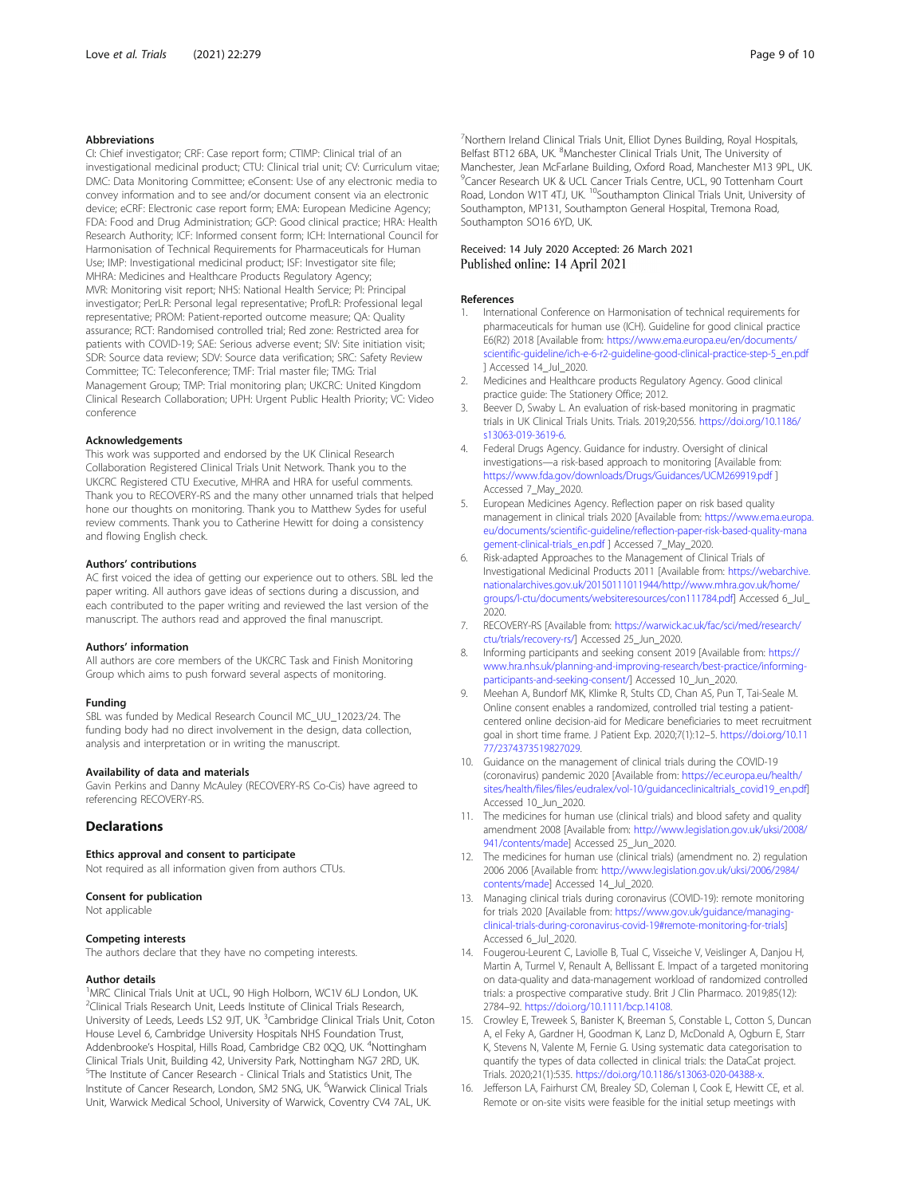### Abbreviations

CI: Chief investigator; CRF: Case report form; CTIMP: Clinical trial of an investigational medicinal product; CTU: Clinical trial unit; CV: Curriculum vitae; DMC: Data Monitoring Committee; eConsent: Use of any electronic media to convey information and to see and/or document consent via an electronic device; eCRF: Electronic case report form; EMA: European Medicine Agency; FDA: Food and Drug Administration; GCP: Good clinical practice; HRA: Health Research Authority; ICF: Informed consent form; ICH: International Council for Harmonisation of Technical Requirements for Pharmaceuticals for Human Use; IMP: Investigational medicinal product; ISF: Investigator site file; MHRA: Medicines and Healthcare Products Regulatory Agency; MVR: Monitoring visit report; NHS: National Health Service; PI: Principal investigator; PerLR: Personal legal representative; ProfLR: Professional legal representative; PROM: Patient-reported outcome measure; QA: Quality assurance; RCT: Randomised controlled trial; Red zone: Restricted area for patients with COVID-19; SAE: Serious adverse event; SIV: Site initiation visit; SDR: Source data review; SDV: Source data verification; SRC: Safety Review Committee; TC: Teleconference; TMF: Trial master file; TMG: Trial Management Group; TMP: Trial monitoring plan; UKCRC: United Kingdom Clinical Research Collaboration; UPH: Urgent Public Health Priority; VC: Video conference

### Acknowledgements

This work was supported and endorsed by the UK Clinical Research Collaboration Registered Clinical Trials Unit Network. Thank you to the UKCRC Registered CTU Executive, MHRA and HRA for useful comments. Thank you to RECOVERY-RS and the many other unnamed trials that helped hone our thoughts on monitoring. Thank you to Matthew Sydes for useful review comments. Thank you to Catherine Hewitt for doing a consistency and flowing English check.

### Authors' contributions

AC first voiced the idea of getting our experience out to others. SBL led the paper writing. All authors gave ideas of sections during a discussion, and each contributed to the paper writing and reviewed the last version of the manuscript. The authors read and approved the final manuscript.

### Authors' information

All authors are core members of the UKCRC Task and Finish Monitoring Group which aims to push forward several aspects of monitoring.

### Funding

SBL was funded by Medical Research Council MC_UU_12023/24. The funding body had no direct involvement in the design, data collection, analysis and interpretation or in writing the manuscript.

### Availability of data and materials

Gavin Perkins and Danny McAuley (RECOVERY-RS Co-Cis) have agreed to referencing RECOVERY-RS.

## Declarations

### Ethics approval and consent to participate

Not required as all information given from authors CTUs.

### Consent for publication

Not applicable

### Competing interests

The authors declare that they have no competing interests.

### Author details

[1]MRC Clinical Trials Unit at UCL, 90 High Holborn, WC1V 6LJ London, UK. [2]Clinical Trials Research Unit, Leeds Institute of Clinical Trials Research, University of Leeds, Leeds LS2 9JT, UK. [3]Cambridge Clinical Trials Unit, Coton House Level 6, Cambridge University Hospitals NHS Foundation Trust, Addenbrooke's Hospital, Hills Road, Cambridge CB2 0QQ, UK. [4]Nottingham Clinical Trials Unit, Building 42, University Park, Nottingham NG7 2RD, UK. [5]The Institute of Cancer Research - Clinical Trials and Statistics Unit, The Institute of Cancer Research, London, SM2 5NG, UK. [6]Warwick Clinical Trials Unit, Warwick Medical School, University of Warwick, Coventry CV4 7AL, UK. [7]Northern Ireland Clinical Trials Unit, Elliot Dynes Building, Royal Hospitals, Belfast BT12 6BA, UK. [8]Manchester Clinical Trials Unit, The University of Manchester, Jean McFarlane Building, Oxford Road, Manchester M13 9PL, UK. [9]Cancer Research UK & UCL Cancer Trials Centre, UCL, 90 Tottenham Court Road, London W1T 4TJ, UK. [10]Southampton Clinical Trials Unit, University of Southampton, MP131, Southampton General Hospital, Tremona Road, Southampton SO16 6YD, UK.

Received: 14 July 2020 Accepted: 26 March 2021
Published online: 14 April 2021

### References

1. International Conference on Harmonisation of technical requirements for pharmaceuticals for human use (ICH). Guideline for good clinical practice E6(R2) 2018 [Available from: https://www.ema.europa.eu/en/documents/scientific-guideline/ich-e-6-r2-guideline-good-clinical-practice-step-5_en.pdf ] Accessed 14_Jul_2020.
2. Medicines and Healthcare products Regulatory Agency. Good clinical practice guide: The Stationery Office; 2012.
3. Beever D, Swaby L. An evaluation of risk-based monitoring in pragmatic trials in UK Clinical Trials Units. Trials. 2019;20;556. https://doi.org/10.1186/s13063-019-3619-6.
4. Federal Drugs Agency. Guidance for industry. Oversight of clinical investigations—a risk-based approach to monitoring [Available from: https://www.fda.gov/downloads/Drugs/Guidances/UCM269919.pdf ] Accessed 7_May_2020.
5. European Medicines Agency. Reflection paper on risk based quality management in clinical trials 2020 [Available from: https://www.ema.europa.eu/documents/scientific-guideline/reflection-paper-risk-based-quality-management-clinical-trials_en.pdf ] Accessed 7_May_2020.
6. Risk-adapted Approaches to the Management of Clinical Trials of Investigational Medicinal Products 2011 [Available from: https://webarchive.nationalarchives.gov.uk/20150111011944/http://www.mhra.gov.uk/home/groups/l-ctu/documents/websiteresources/con111784.pdf] Accessed 6_Jul_2020.
7. RECOVERY-RS [Available from: https://warwick.ac.uk/fac/sci/med/research/ctu/trials/recovery-rs/] Accessed 25_Jun_2020.
8. Informing participants and seeking consent 2019 [Available from: https://www.hra.nhs.uk/planning-and-improving-research/best-practice/informing-participants-and-seeking-consent/] Accessed 10_Jun_2020.
9. Meehan A, Bundorf MK, Klimke R, Stults CD, Chan AS, Pun T, Tai-Seale M. Online consent enables a randomized, controlled trial testing a patient-centered online decision-aid for Medicare beneficiaries to meet recruitment goal in short time frame. J Patient Exp. 2020;7(1):12–5. https://doi.org/10.1177/2374373519827029.
10. Guidance on the management of clinical trials during the COVID-19 (coronavirus) pandemic 2020 [Available from: https://ec.europa.eu/health/sites/health/files/files/eudralex/vol-10/guidanceclinicaltrials_covid19_en.pdf] Accessed 10_Jun_2020.
11. The medicines for human use (clinical trials) and blood safety and quality amendment 2008 [Available from: http://www.legislation.gov.uk/uksi/2008/941/contents/made] Accessed 25_Jun_2020.
12. The medicines for human use (clinical trials) (amendment no. 2) regulation 2006 2006 [Available from: http://www.legislation.gov.uk/uksi/2006/2984/contents/made] Accessed 14_Jul_2020.
13. Managing clinical trials during coronavirus (COVID-19): remote monitoring for trials 2020 [Available from: https://www.gov.uk/guidance/managing-clinical-trials-during-coronavirus-covid-19#remote-monitoring-for-trials] Accessed 6_Jul_2020.
14. Fougerou-Leurent C, Laviolle B, Tual C, Visseiche V, Veislinger A, Danjou H, Martin A, Turmel V, Renault A, Bellissant E. Impact of a targeted monitoring on data-quality and data-management workload of randomized controlled trials: a prospective comparative study. Brit J Clin Pharmaco. 2019;85(12):2784–92. https://doi.org/10.1111/bcp.14108.
15. Crowley E, Treweek S, Banister K, Breeman S, Constable L, Cotton S, Duncan A, el Feky A, Gardner H, Goodman K, Lanz D, McDonald A, Ogburn E, Starr K, Stevens N, Valente M, Fernie G. Using systematic data categorisation to quantify the types of data collected in clinical trials: the DataCat project. Trials. 2020;21(1):535. https://doi.org/10.1186/s13063-020-04388-x.
16. Jefferson LA, Fairhurst CM, Brealey SD, Coleman I, Cook E, Hewitt CE, et al. Remote or on-site visits were feasible for the initial setup meetings with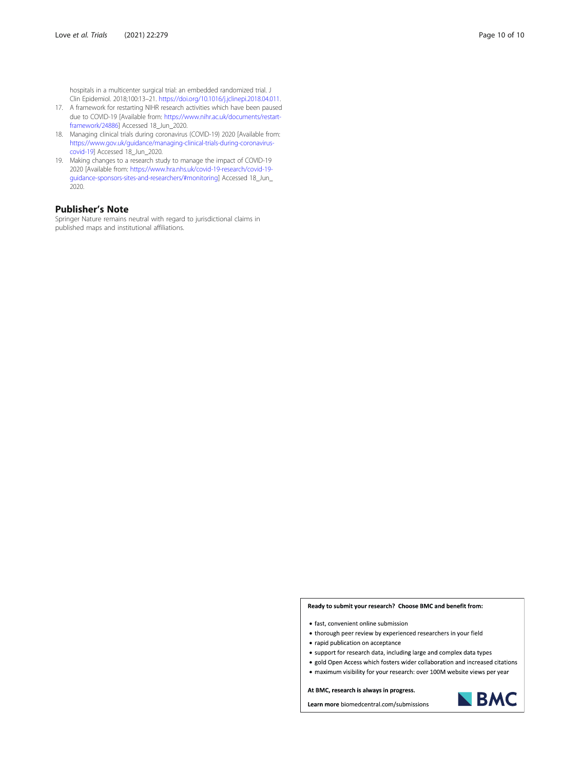hospitals in a multicenter surgical trial: an embedded randomized trial. J Clin Epidemiol. 2018;100:13–21. https://doi.org/10.1016/j.jclinepi.2018.04.011.

17. A framework for restarting NIHR research activities which have been paused due to COVID-19 [Available from: https://www.nihr.ac.uk/documents/restart-framework/24886] Accessed 18_Jun_2020.
18. Managing clinical trials during coronavirus (COVID-19) 2020 [Available from: https://www.gov.uk/guidance/managing-clinical-trials-during-coronavirus-covid-19] Accessed 18_Jun_2020.
19. Making changes to a research study to manage the impact of COVID-19 2020 [Available from: https://www.hra.nhs.uk/covid-19-research/covid-19-guidance-sponsors-sites-and-researchers/#monitoring] Accessed 18_Jun_2020.

## Publisher's Note

Springer Nature remains neutral with regard to jurisdictional claims in published maps and institutional affiliations.

**Ready to submit your research? Choose BMC and benefit from:**

- fast, convenient online submission
- thorough peer review by experienced researchers in your field
- rapid publication on acceptance
- support for research data, including large and complex data types
- gold Open Access which fosters wider collaboration and increased citations
- maximum visibility for your research: over 100M website views per year

**At BMC, research is always in progress.**

**Learn more** biomedcentral.com/submissions

BMC